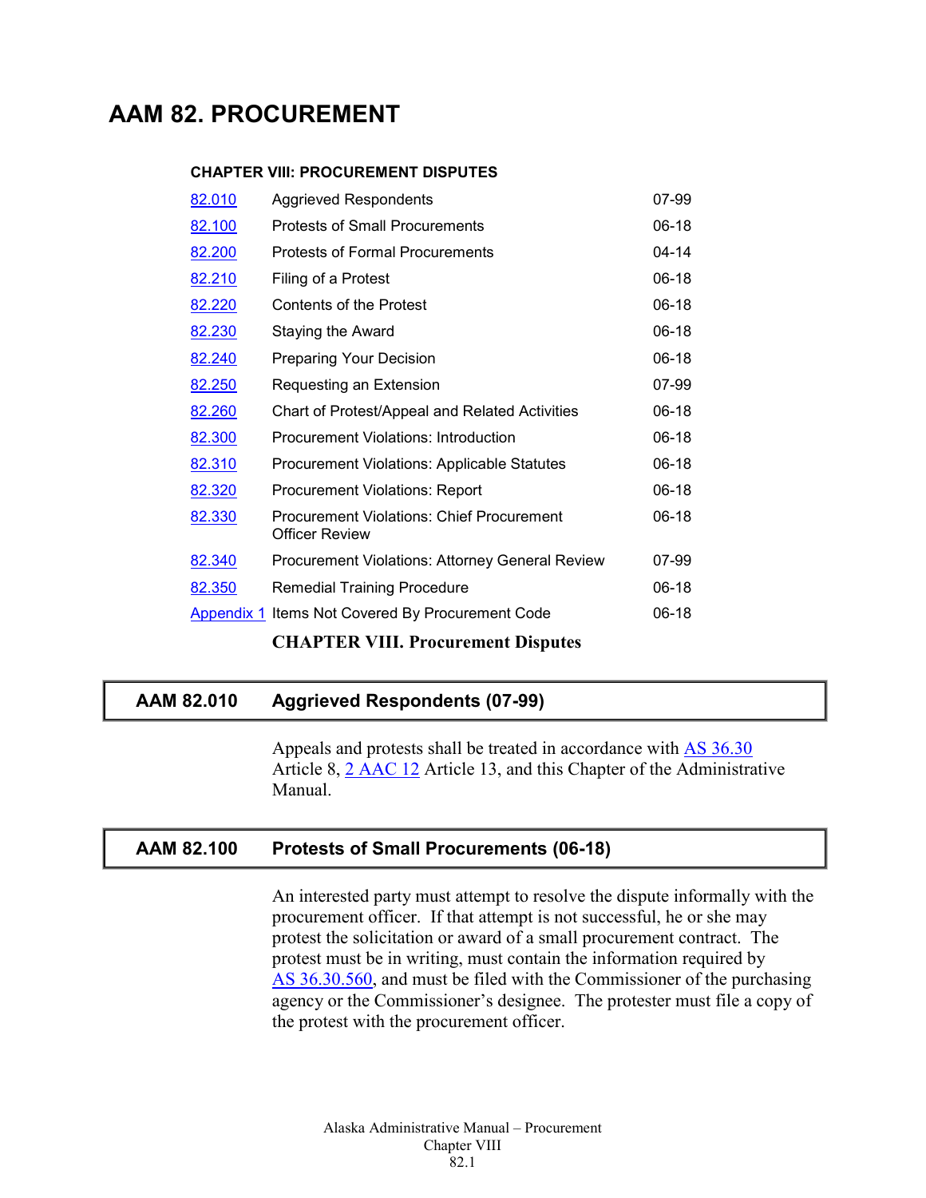# AAM 82. PROCUREMENT

## CHAPTER VIII: PROCUREMENT DISPUTES

| | | |
|---|---|---|
| 82.010 | Aggrieved Respondents | 07-99 |
| 82.100 | Protests of Small Procurements | 06-18 |
| 82.200 | Protests of Formal Procurements | 04-14 |
| 82.210 | Filing of a Protest | 06-18 |
| 82.220 | Contents of the Protest | 06-18 |
| 82.230 | Staying the Award | 06-18 |
| 82.240 | Preparing Your Decision | 06-18 |
| 82.250 | Requesting an Extension | 07-99 |
| 82.260 | Chart of Protest/Appeal and Related Activities | 06-18 |
| 82.300 | Procurement Violations: Introduction | 06-18 |
| 82.310 | Procurement Violations: Applicable Statutes | 06-18 |
| 82.320 | Procurement Violations: Report | 06-18 |
| 82.330 | Procurement Violations: Chief Procurement Officer Review | 06-18 |
| 82.340 | Procurement Violations: Attorney General Review | 07-99 |
| 82.350 | Remedial Training Procedure | 06-18 |
| Appendix 1 | Items Not Covered By Procurement Code | 06-18 |

**CHAPTER VIII. Procurement Disputes**

## AAM 82.010 Aggrieved Respondents (07-99)

Appeals and protests shall be treated in accordance with AS 36.30 Article 8, 2 AAC 12 Article 13, and this Chapter of the Administrative Manual.

## AAM 82.100 Protests of Small Procurements (06-18)

An interested party must attempt to resolve the dispute informally with the procurement officer. If that attempt is not successful, he or she may protest the solicitation or award of a small procurement contract. The protest must be in writing, must contain the information required by AS 36.30.560, and must be filed with the Commissioner of the purchasing agency or the Commissioner's designee. The protester must file a copy of the protest with the procurement officer.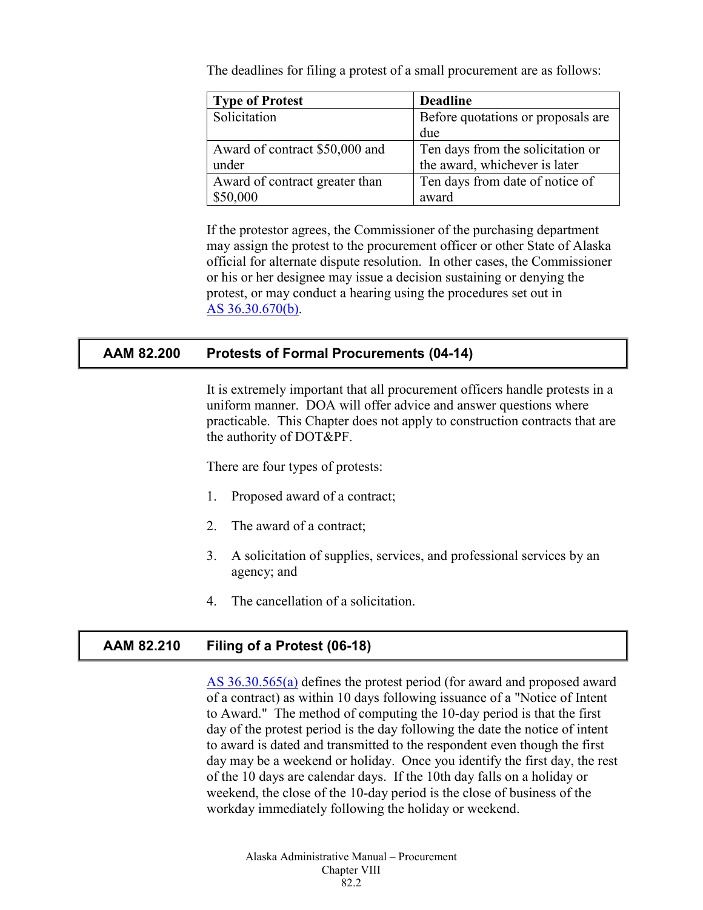The deadlines for filing a protest of a small procurement are as follows:

| Type of Protest | Deadline |
| --- | --- |
| Solicitation | Before quotations or proposals are due |
| Award of contract $50,000 and under | Ten days from the solicitation or the award, whichever is later |
| Award of contract greater than $50,000 | Ten days from date of notice of award |

If the protestor agrees, the Commissioner of the purchasing department may assign the protest to the procurement officer or other State of Alaska official for alternate dispute resolution. In other cases, the Commissioner or his or her designee may issue a decision sustaining or denying the protest, or may conduct a hearing using the procedures set out in AS 36.30.670(b).

## AAM 82.200 Protests of Formal Procurements (04-14)

It is extremely important that all procurement officers handle protests in a uniform manner. DOA will offer advice and answer questions where practicable. This Chapter does not apply to construction contracts that are the authority of DOT&PF.

There are four types of protests:

1. Proposed award of a contract;
2. The award of a contract;
3. A solicitation of supplies, services, and professional services by an agency; and
4. The cancellation of a solicitation.

## AAM 82.210 Filing of a Protest (06-18)

AS 36.30.565(a) defines the protest period (for award and proposed award of a contract) as within 10 days following issuance of a "Notice of Intent to Award." The method of computing the 10-day period is that the first day of the protest period is the day following the date the notice of intent to award is dated and transmitted to the respondent even though the first day may be a weekend or holiday. Once you identify the first day, the rest of the 10 days are calendar days. If the 10th day falls on a holiday or weekend, the close of the 10-day period is the close of business of the workday immediately following the holiday or weekend.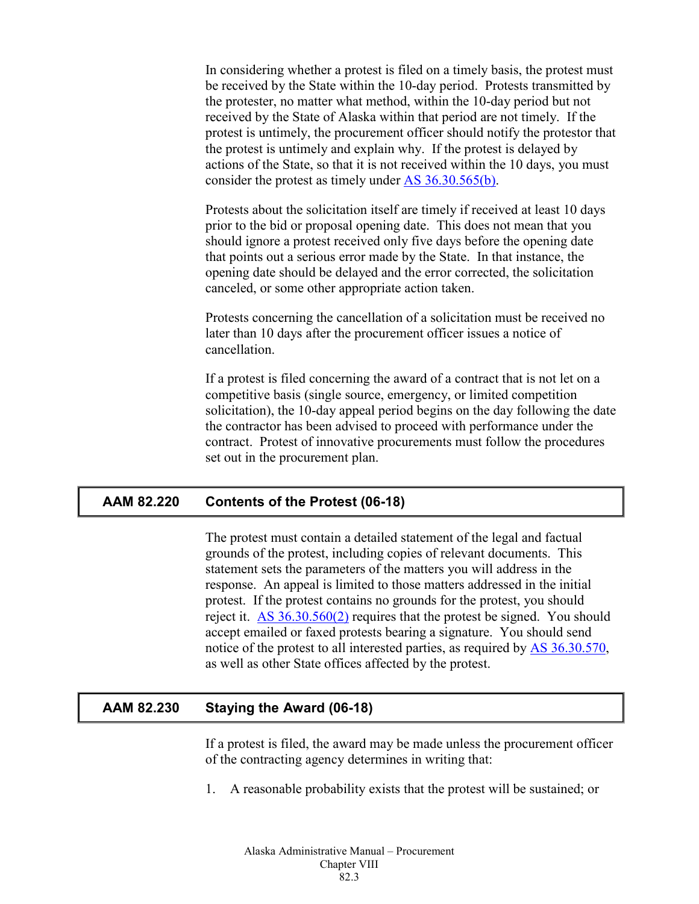In considering whether a protest is filed on a timely basis, the protest must be received by the State within the 10-day period. Protests transmitted by the protester, no matter what method, within the 10-day period but not received by the State of Alaska within that period are not timely. If the protest is untimely, the procurement officer should notify the protestor that the protest is untimely and explain why. If the protest is delayed by actions of the State, so that it is not received within the 10 days, you must consider the protest as timely under [AS 36.30.565(b)].

Protests about the solicitation itself are timely if received at least 10 days prior to the bid or proposal opening date. This does not mean that you should ignore a protest received only five days before the opening date that points out a serious error made by the State. In that instance, the opening date should be delayed and the error corrected, the solicitation canceled, or some other appropriate action taken.

Protests concerning the cancellation of a solicitation must be received no later than 10 days after the procurement officer issues a notice of cancellation.

If a protest is filed concerning the award of a contract that is not let on a competitive basis (single source, emergency, or limited competition solicitation), the 10-day appeal period begins on the day following the date the contractor has been advised to proceed with performance under the contract. Protest of innovative procurements must follow the procedures set out in the procurement plan.

## AAM 82.220 Contents of the Protest (06-18)

The protest must contain a detailed statement of the legal and factual grounds of the protest, including copies of relevant documents. This statement sets the parameters of the matters you will address in the response. An appeal is limited to those matters addressed in the initial protest. If the protest contains no grounds for the protest, you should reject it. [AS 36.30.560(2)] requires that the protest be signed. You should accept emailed or faxed protests bearing a signature. You should send notice of the protest to all interested parties, as required by [AS 36.30.570], as well as other State offices affected by the protest.

## AAM 82.230 Staying the Award (06-18)

If a protest is filed, the award may be made unless the procurement officer of the contracting agency determines in writing that:

1. A reasonable probability exists that the protest will be sustained; or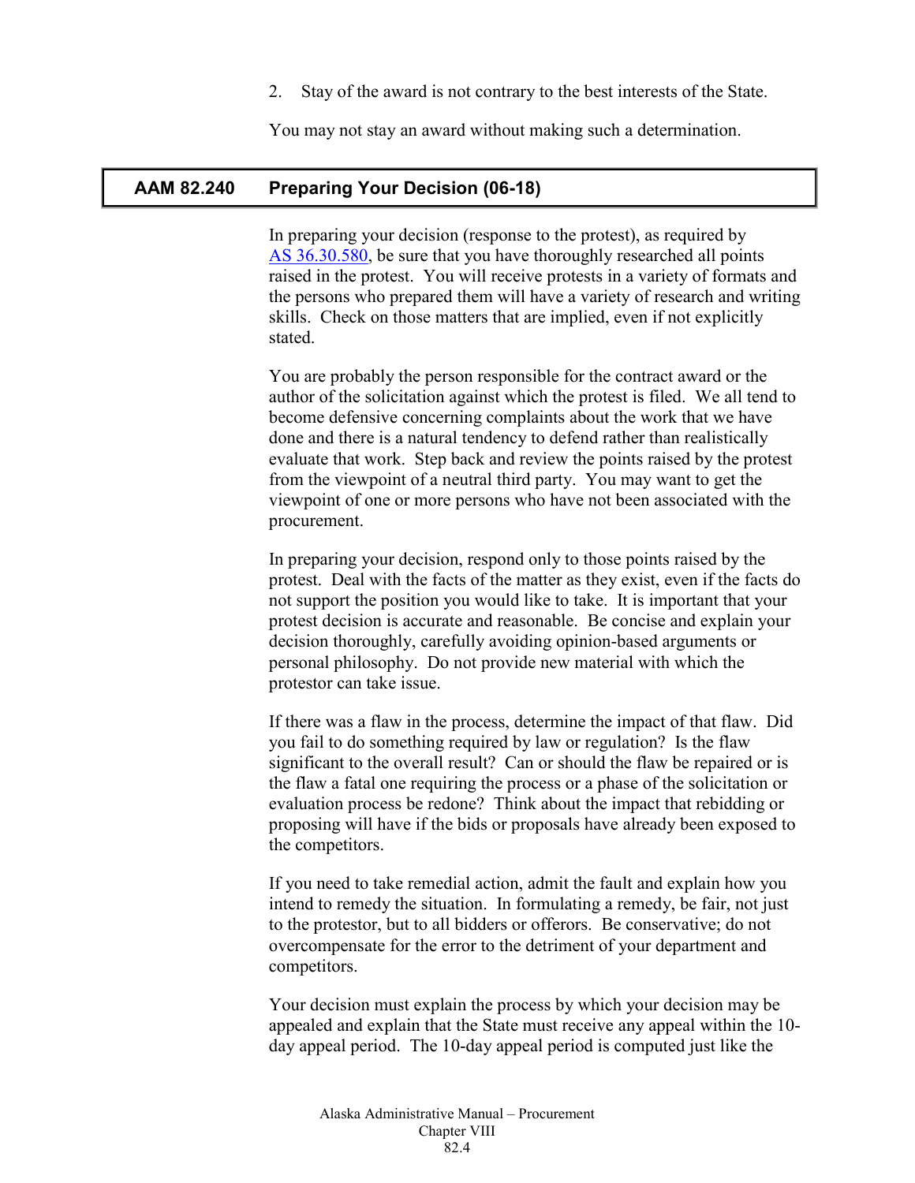2. Stay of the award is not contrary to the best interests of the State.

You may not stay an award without making such a determination.

## AAM 82.240 Preparing Your Decision (06-18)

In preparing your decision (response to the protest), as required by AS 36.30.580, be sure that you have thoroughly researched all points raised in the protest. You will receive protests in a variety of formats and the persons who prepared them will have a variety of research and writing skills. Check on those matters that are implied, even if not explicitly stated.

You are probably the person responsible for the contract award or the author of the solicitation against which the protest is filed. We all tend to become defensive concerning complaints about the work that we have done and there is a natural tendency to defend rather than realistically evaluate that work. Step back and review the points raised by the protest from the viewpoint of a neutral third party. You may want to get the viewpoint of one or more persons who have not been associated with the procurement.

In preparing your decision, respond only to those points raised by the protest. Deal with the facts of the matter as they exist, even if the facts do not support the position you would like to take. It is important that your protest decision is accurate and reasonable. Be concise and explain your decision thoroughly, carefully avoiding opinion-based arguments or personal philosophy. Do not provide new material with which the protestor can take issue.

If there was a flaw in the process, determine the impact of that flaw. Did you fail to do something required by law or regulation? Is the flaw significant to the overall result? Can or should the flaw be repaired or is the flaw a fatal one requiring the process or a phase of the solicitation or evaluation process be redone? Think about the impact that rebidding or proposing will have if the bids or proposals have already been exposed to the competitors.

If you need to take remedial action, admit the fault and explain how you intend to remedy the situation. In formulating a remedy, be fair, not just to the protestor, but to all bidders or offerors. Be conservative; do not overcompensate for the error to the detriment of your department and competitors.

Your decision must explain the process by which your decision may be appealed and explain that the State must receive any appeal within the 10-day appeal period. The 10-day appeal period is computed just like the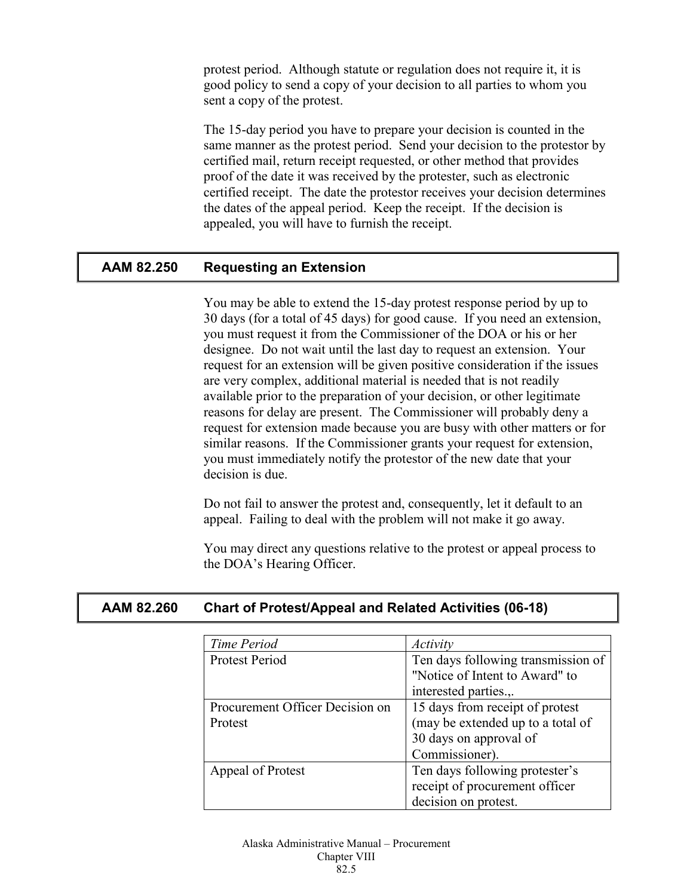protest period. Although statute or regulation does not require it, it is good policy to send a copy of your decision to all parties to whom you sent a copy of the protest.

The 15-day period you have to prepare your decision is counted in the same manner as the protest period. Send your decision to the protestor by certified mail, return receipt requested, or other method that provides proof of the date it was received by the protester, such as electronic certified receipt. The date the protestor receives your decision determines the dates of the appeal period. Keep the receipt. If the decision is appealed, you will have to furnish the receipt.

## AAM 82.250 Requesting an Extension

You may be able to extend the 15-day protest response period by up to 30 days (for a total of 45 days) for good cause. If you need an extension, you must request it from the Commissioner of the DOA or his or her designee. Do not wait until the last day to request an extension. Your request for an extension will be given positive consideration if the issues are very complex, additional material is needed that is not readily available prior to the preparation of your decision, or other legitimate reasons for delay are present. The Commissioner will probably deny a request for extension made because you are busy with other matters or for similar reasons. If the Commissioner grants your request for extension, you must immediately notify the protestor of the new date that your decision is due.

Do not fail to answer the protest and, consequently, let it default to an appeal. Failing to deal with the problem will not make it go away.

You may direct any questions relative to the protest or appeal process to the DOA's Hearing Officer.

## AAM 82.260 Chart of Protest/Appeal and Related Activities (06-18)

| *Time Period* | *Activity* |
|---|---|
| Protest Period | Ten days following transmission of "Notice of Intent to Award" to interested parties.,. |
| Procurement Officer Decision on Protest | 15 days from receipt of protest (may be extended up to a total of 30 days on approval of Commissioner). |
| Appeal of Protest | Ten days following protester's receipt of procurement officer decision on protest. |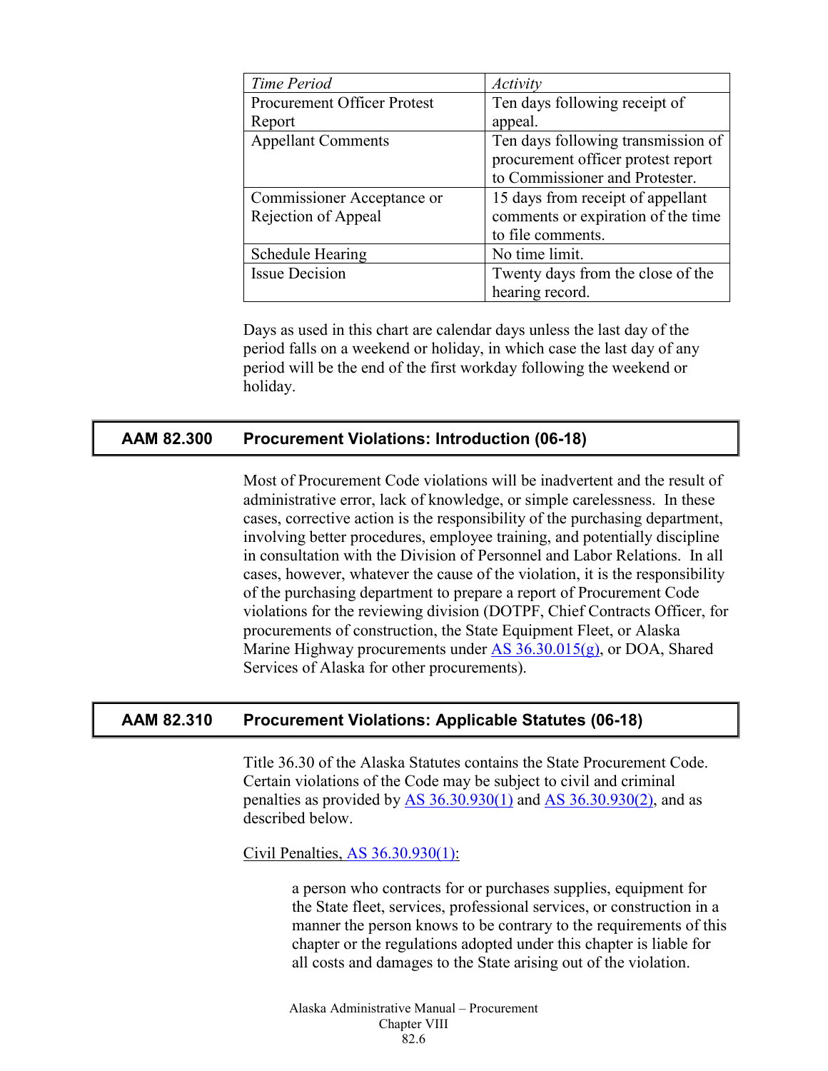| *Time Period* | *Activity* |
| --- | --- |
| Procurement Officer Protest Report | Ten days following receipt of appeal. |
| Appellant Comments | Ten days following transmission of procurement officer protest report to Commissioner and Protester. |
| Commissioner Acceptance or Rejection of Appeal | 15 days from receipt of appellant comments or expiration of the time to file comments. |
| Schedule Hearing | No time limit. |
| Issue Decision | Twenty days from the close of the hearing record. |

Days as used in this chart are calendar days unless the last day of the period falls on a weekend or holiday, in which case the last day of any period will be the end of the first workday following the weekend or holiday.

## AAM 82.300 Procurement Violations: Introduction (06-18)

Most of Procurement Code violations will be inadvertent and the result of administrative error, lack of knowledge, or simple carelessness. In these cases, corrective action is the responsibility of the purchasing department, involving better procedures, employee training, and potentially discipline in consultation with the Division of Personnel and Labor Relations. In all cases, however, whatever the cause of the violation, it is the responsibility of the purchasing department to prepare a report of Procurement Code violations for the reviewing division (DOTPF, Chief Contracts Officer, for procurements of construction, the State Equipment Fleet, or Alaska Marine Highway procurements under AS 36.30.015(g), or DOA, Shared Services of Alaska for other procurements).

## AAM 82.310 Procurement Violations: Applicable Statutes (06-18)

Title 36.30 of the Alaska Statutes contains the State Procurement Code. Certain violations of the Code may be subject to civil and criminal penalties as provided by AS 36.30.930(1) and AS 36.30.930(2), and as described below.

Civil Penalties, AS 36.30.930(1):

> a person who contracts for or purchases supplies, equipment for the State fleet, services, professional services, or construction in a manner the person knows to be contrary to the requirements of this chapter or the regulations adopted under this chapter is liable for all costs and damages to the State arising out of the violation.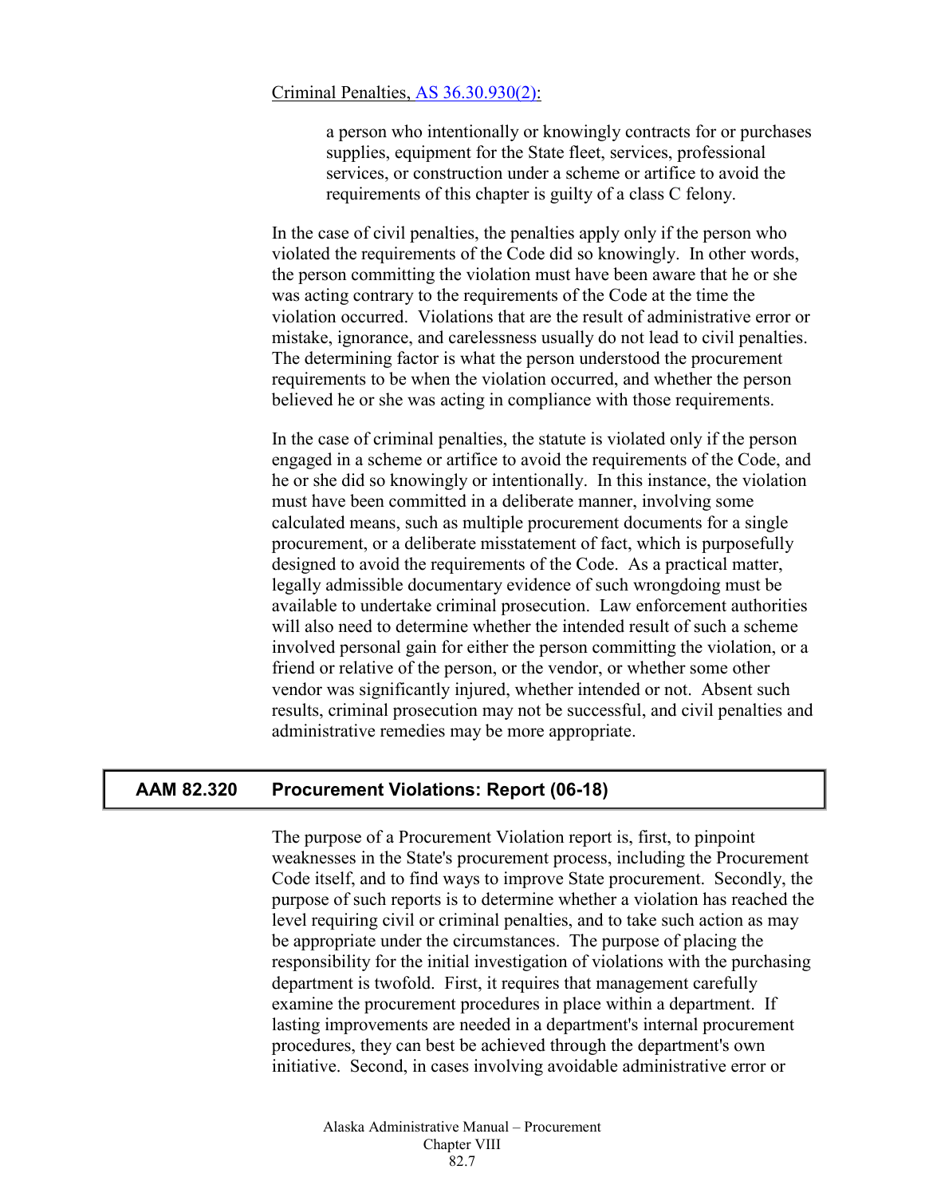Criminal Penalties, [AS 36.30.930(2)](AS 36.30.930(2)):

> a person who intentionally or knowingly contracts for or purchases supplies, equipment for the State fleet, services, professional services, or construction under a scheme or artifice to avoid the requirements of this chapter is guilty of a class C felony.

In the case of civil penalties, the penalties apply only if the person who violated the requirements of the Code did so knowingly. In other words, the person committing the violation must have been aware that he or she was acting contrary to the requirements of the Code at the time the violation occurred. Violations that are the result of administrative error or mistake, ignorance, and carelessness usually do not lead to civil penalties. The determining factor is what the person understood the procurement requirements to be when the violation occurred, and whether the person believed he or she was acting in compliance with those requirements.

In the case of criminal penalties, the statute is violated only if the person engaged in a scheme or artifice to avoid the requirements of the Code, and he or she did so knowingly or intentionally. In this instance, the violation must have been committed in a deliberate manner, involving some calculated means, such as multiple procurement documents for a single procurement, or a deliberate misstatement of fact, which is purposefully designed to avoid the requirements of the Code. As a practical matter, legally admissible documentary evidence of such wrongdoing must be available to undertake criminal prosecution. Law enforcement authorities will also need to determine whether the intended result of such a scheme involved personal gain for either the person committing the violation, or a friend or relative of the person, or the vendor, or whether some other vendor was significantly injured, whether intended or not. Absent such results, criminal prosecution may not be successful, and civil penalties and administrative remedies may be more appropriate.

## AAM 82.320 Procurement Violations: Report (06-18)

The purpose of a Procurement Violation report is, first, to pinpoint weaknesses in the State's procurement process, including the Procurement Code itself, and to find ways to improve State procurement. Secondly, the purpose of such reports is to determine whether a violation has reached the level requiring civil or criminal penalties, and to take such action as may be appropriate under the circumstances. The purpose of placing the responsibility for the initial investigation of violations with the purchasing department is twofold. First, it requires that management carefully examine the procurement procedures in place within a department. If lasting improvements are needed in a department's internal procurement procedures, they can best be achieved through the department's own initiative. Second, in cases involving avoidable administrative error or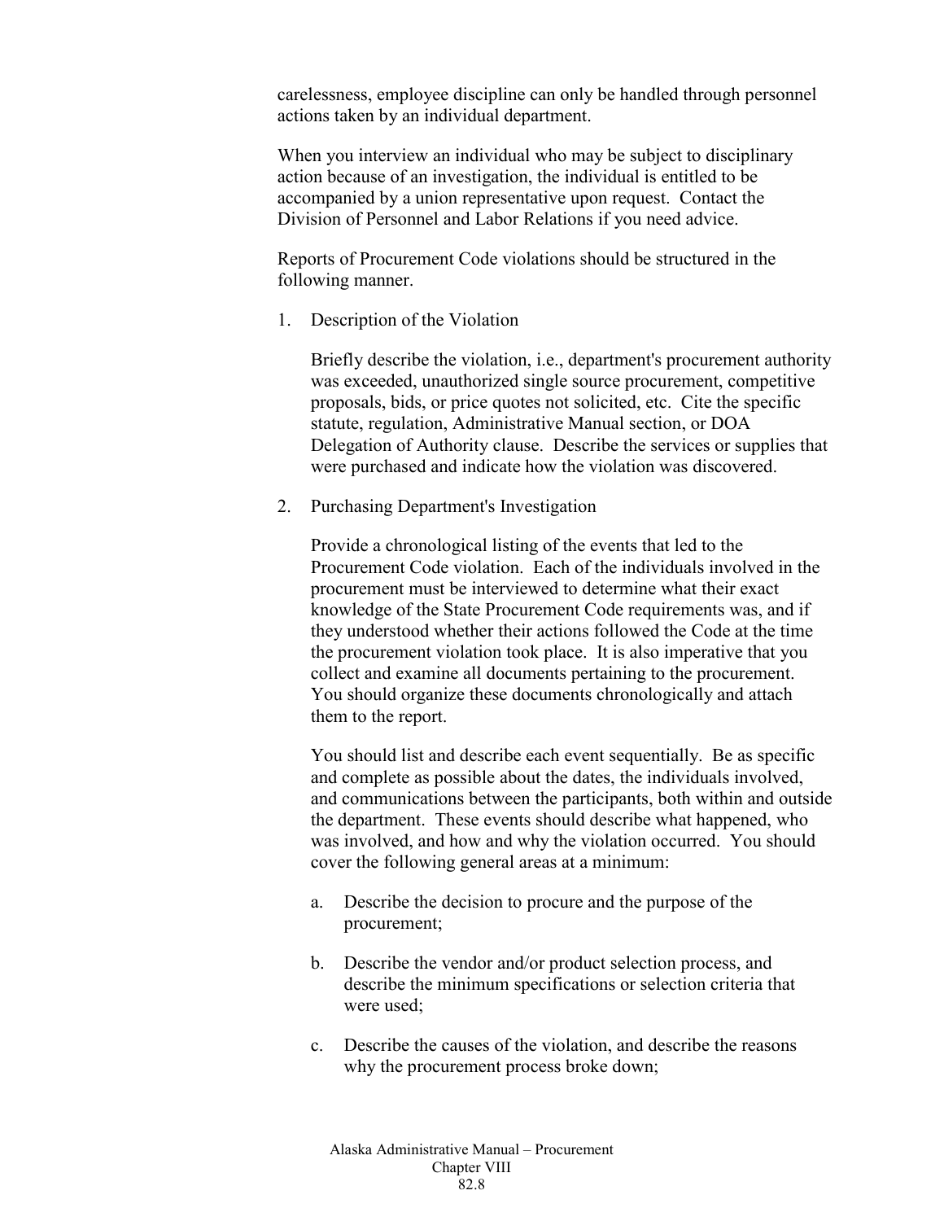carelessness, employee discipline can only be handled through personnel actions taken by an individual department.

When you interview an individual who may be subject to disciplinary action because of an investigation, the individual is entitled to be accompanied by a union representative upon request. Contact the Division of Personnel and Labor Relations if you need advice.

Reports of Procurement Code violations should be structured in the following manner.

1. Description of the Violation

   Briefly describe the violation, i.e., department's procurement authority was exceeded, unauthorized single source procurement, competitive proposals, bids, or price quotes not solicited, etc. Cite the specific statute, regulation, Administrative Manual section, or DOA Delegation of Authority clause. Describe the services or supplies that were purchased and indicate how the violation was discovered.

2. Purchasing Department's Investigation

   Provide a chronological listing of the events that led to the Procurement Code violation. Each of the individuals involved in the procurement must be interviewed to determine what their exact knowledge of the State Procurement Code requirements was, and if they understood whether their actions followed the Code at the time the procurement violation took place. It is also imperative that you collect and examine all documents pertaining to the procurement. You should organize these documents chronologically and attach them to the report.

   You should list and describe each event sequentially. Be as specific and complete as possible about the dates, the individuals involved, and communications between the participants, both within and outside the department. These events should describe what happened, who was involved, and how and why the violation occurred. You should cover the following general areas at a minimum:

   a. Describe the decision to procure and the purpose of the procurement;

   b. Describe the vendor and/or product selection process, and describe the minimum specifications or selection criteria that were used;

   c. Describe the causes of the violation, and describe the reasons why the procurement process broke down;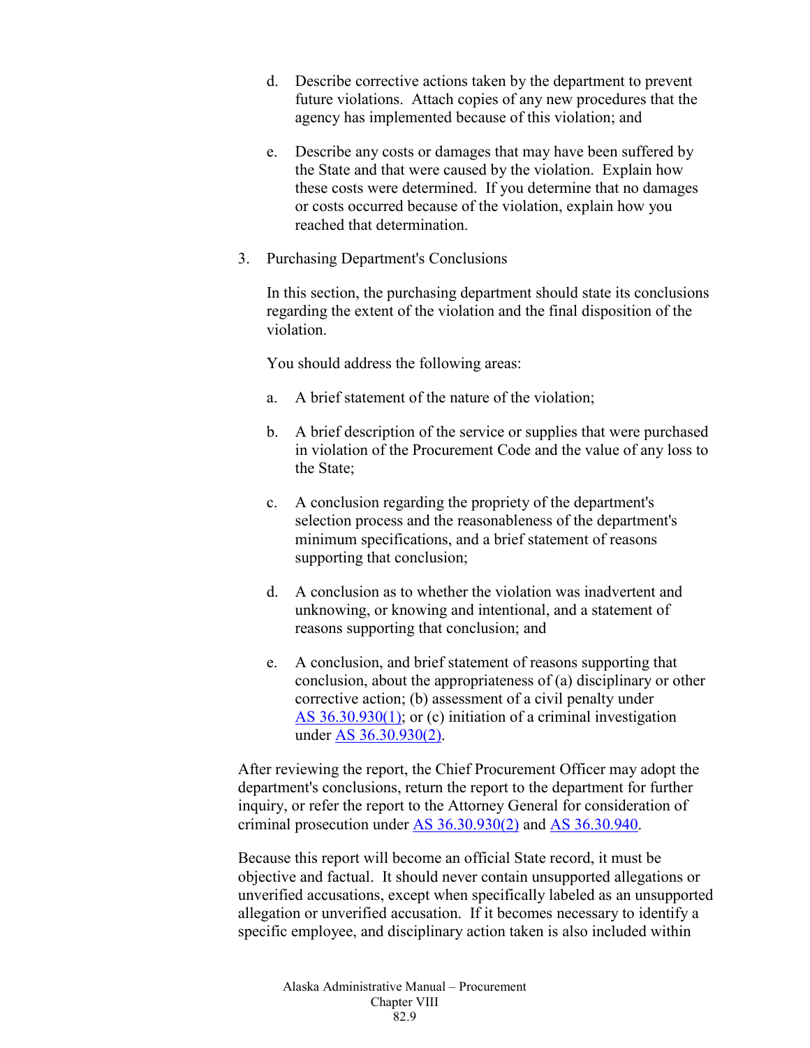d. Describe corrective actions taken by the department to prevent future violations. Attach copies of any new procedures that the agency has implemented because of this violation; and

e. Describe any costs or damages that may have been suffered by the State and that were caused by the violation. Explain how these costs were determined. If you determine that no damages or costs occurred because of the violation, explain how you reached that determination.

3. Purchasing Department's Conclusions

In this section, the purchasing department should state its conclusions regarding the extent of the violation and the final disposition of the violation.

You should address the following areas:

a. A brief statement of the nature of the violation;

b. A brief description of the service or supplies that were purchased in violation of the Procurement Code and the value of any loss to the State;

c. A conclusion regarding the propriety of the department's selection process and the reasonableness of the department's minimum specifications, and a brief statement of reasons supporting that conclusion;

d. A conclusion as to whether the violation was inadvertent and unknowing, or knowing and intentional, and a statement of reasons supporting that conclusion; and

e. A conclusion, and brief statement of reasons supporting that conclusion, about the appropriateness of (a) disciplinary or other corrective action; (b) assessment of a civil penalty under AS 36.30.930(1); or (c) initiation of a criminal investigation under AS 36.30.930(2).

After reviewing the report, the Chief Procurement Officer may adopt the department's conclusions, return the report to the department for further inquiry, or refer the report to the Attorney General for consideration of criminal prosecution under AS 36.30.930(2) and AS 36.30.940.

Because this report will become an official State record, it must be objective and factual. It should never contain unsupported allegations or unverified accusations, except when specifically labeled as an unsupported allegation or unverified accusation. If it becomes necessary to identify a specific employee, and disciplinary action taken is also included within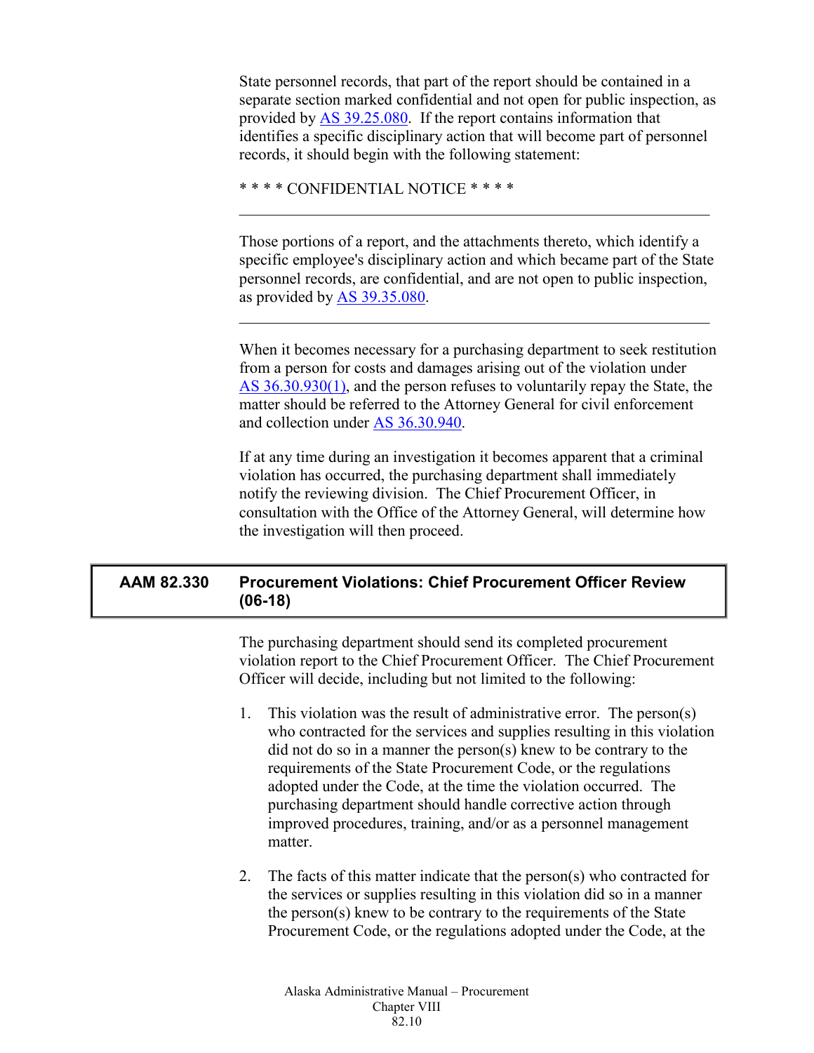State personnel records, that part of the report should be contained in a separate section marked confidential and not open for public inspection, as provided by AS 39.25.080. If the report contains information that identifies a specific disciplinary action that will become part of personnel records, it should begin with the following statement:

* * * * CONFIDENTIAL NOTICE * * * *

---

Those portions of a report, and the attachments thereto, which identify a specific employee's disciplinary action and which became part of the State personnel records, are confidential, and are not open to public inspection, as provided by AS 39.35.080.

---

When it becomes necessary for a purchasing department to seek restitution from a person for costs and damages arising out of the violation under AS 36.30.930(1), and the person refuses to voluntarily repay the State, the matter should be referred to the Attorney General for civil enforcement and collection under AS 36.30.940.

If at any time during an investigation it becomes apparent that a criminal violation has occurred, the purchasing department shall immediately notify the reviewing division. The Chief Procurement Officer, in consultation with the Office of the Attorney General, will determine how the investigation will then proceed.

## AAM 82.330 Procurement Violations: Chief Procurement Officer Review (06-18)

The purchasing department should send its completed procurement violation report to the Chief Procurement Officer. The Chief Procurement Officer will decide, including but not limited to the following:

1. This violation was the result of administrative error. The person(s) who contracted for the services and supplies resulting in this violation did not do so in a manner the person(s) knew to be contrary to the requirements of the State Procurement Code, or the regulations adopted under the Code, at the time the violation occurred. The purchasing department should handle corrective action through improved procedures, training, and/or as a personnel management matter.

2. The facts of this matter indicate that the person(s) who contracted for the services or supplies resulting in this violation did so in a manner the person(s) knew to be contrary to the requirements of the State Procurement Code, or the regulations adopted under the Code, at the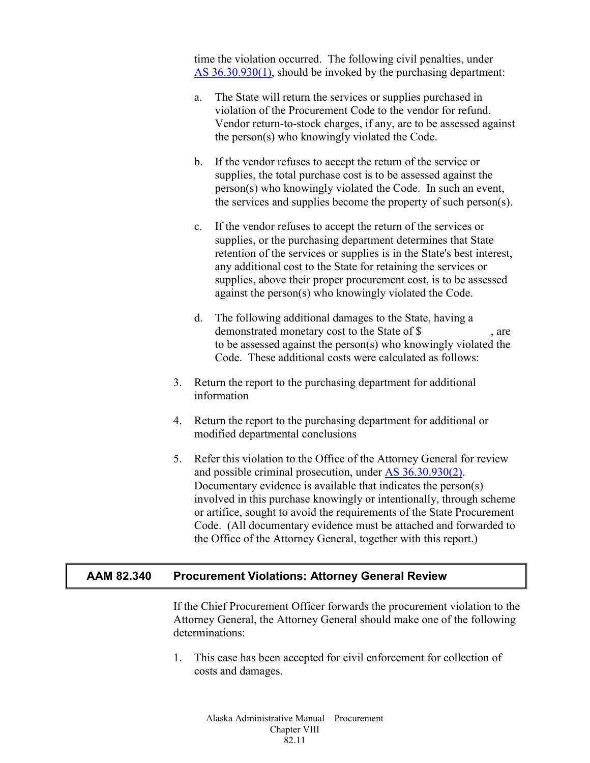time the violation occurred. The following civil penalties, under [AS 36.30.930(1)](), should be invoked by the purchasing department:

a. The State will return the services or supplies purchased in violation of the Procurement Code to the vendor for refund. Vendor return-to-stock charges, if any, are to be assessed against the person(s) who knowingly violated the Code.

b. If the vendor refuses to accept the return of the service or supplies, the total purchase cost is to be assessed against the person(s) who knowingly violated the Code. In such an event, the services and supplies become the property of such person(s).

c. If the vendor refuses to accept the return of the services or supplies, or the purchasing department determines that State retention of the services or supplies is in the State's best interest, any additional cost to the State for retaining the services or supplies, above their proper procurement cost, is to be assessed against the person(s) who knowingly violated the Code.

d. The following additional damages to the State, having a demonstrated monetary cost to the State of $____________, are to be assessed against the person(s) who knowingly violated the Code. These additional costs were calculated as follows:

3. Return the report to the purchasing department for additional information

4. Return the report to the purchasing department for additional or modified departmental conclusions

5. Refer this violation to the Office of the Attorney General for review and possible criminal prosecution, under [AS 36.30.930(2)](). Documentary evidence is available that indicates the person(s) involved in this purchase knowingly or intentionally, through scheme or artifice, sought to avoid the requirements of the State Procurement Code. (All documentary evidence must be attached and forwarded to the Office of the Attorney General, together with this report.)

## AAM 82.340 Procurement Violations: Attorney General Review

If the Chief Procurement Officer forwards the procurement violation to the Attorney General, the Attorney General should make one of the following determinations:

1. This case has been accepted for civil enforcement for collection of costs and damages.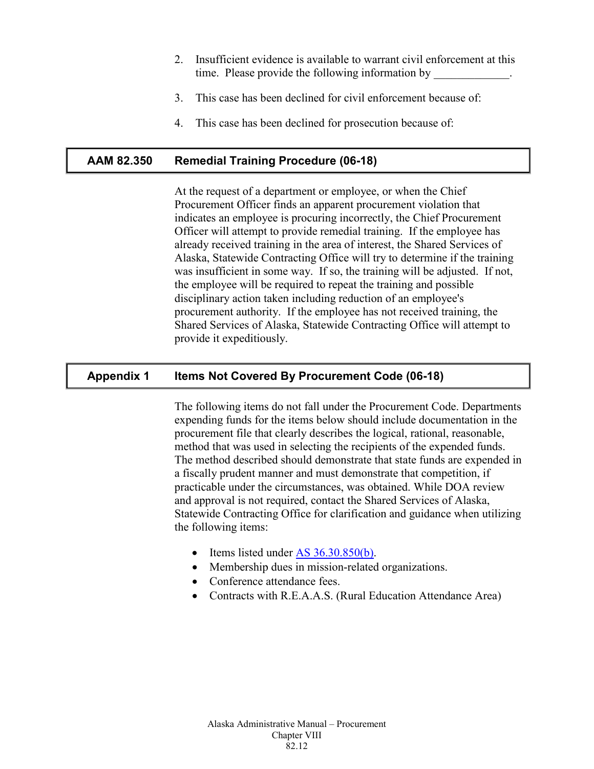2. Insufficient evidence is available to warrant civil enforcement at this time. Please provide the following information by _____________.

3. This case has been declined for civil enforcement because of:

4. This case has been declined for prosecution because of:

## AAM 82.350 Remedial Training Procedure (06-18)

At the request of a department or employee, or when the Chief Procurement Officer finds an apparent procurement violation that indicates an employee is procuring incorrectly, the Chief Procurement Officer will attempt to provide remedial training. If the employee has already received training in the area of interest, the Shared Services of Alaska, Statewide Contracting Office will try to determine if the training was insufficient in some way. If so, the training will be adjusted. If not, the employee will be required to repeat the training and possible disciplinary action taken including reduction of an employee's procurement authority. If the employee has not received training, the Shared Services of Alaska, Statewide Contracting Office will attempt to provide it expeditiously.

## Appendix 1 Items Not Covered By Procurement Code (06-18)

The following items do not fall under the Procurement Code. Departments expending funds for the items below should include documentation in the procurement file that clearly describes the logical, rational, reasonable, method that was used in selecting the recipients of the expended funds. The method described should demonstrate that state funds are expended in a fiscally prudent manner and must demonstrate that competition, if practicable under the circumstances, was obtained. While DOA review and approval is not required, contact the Shared Services of Alaska, Statewide Contracting Office for clarification and guidance when utilizing the following items:

- Items listed under AS 36.30.850(b).
- Membership dues in mission-related organizations.
- Conference attendance fees.
- Contracts with R.E.A.A.S. (Rural Education Attendance Area)